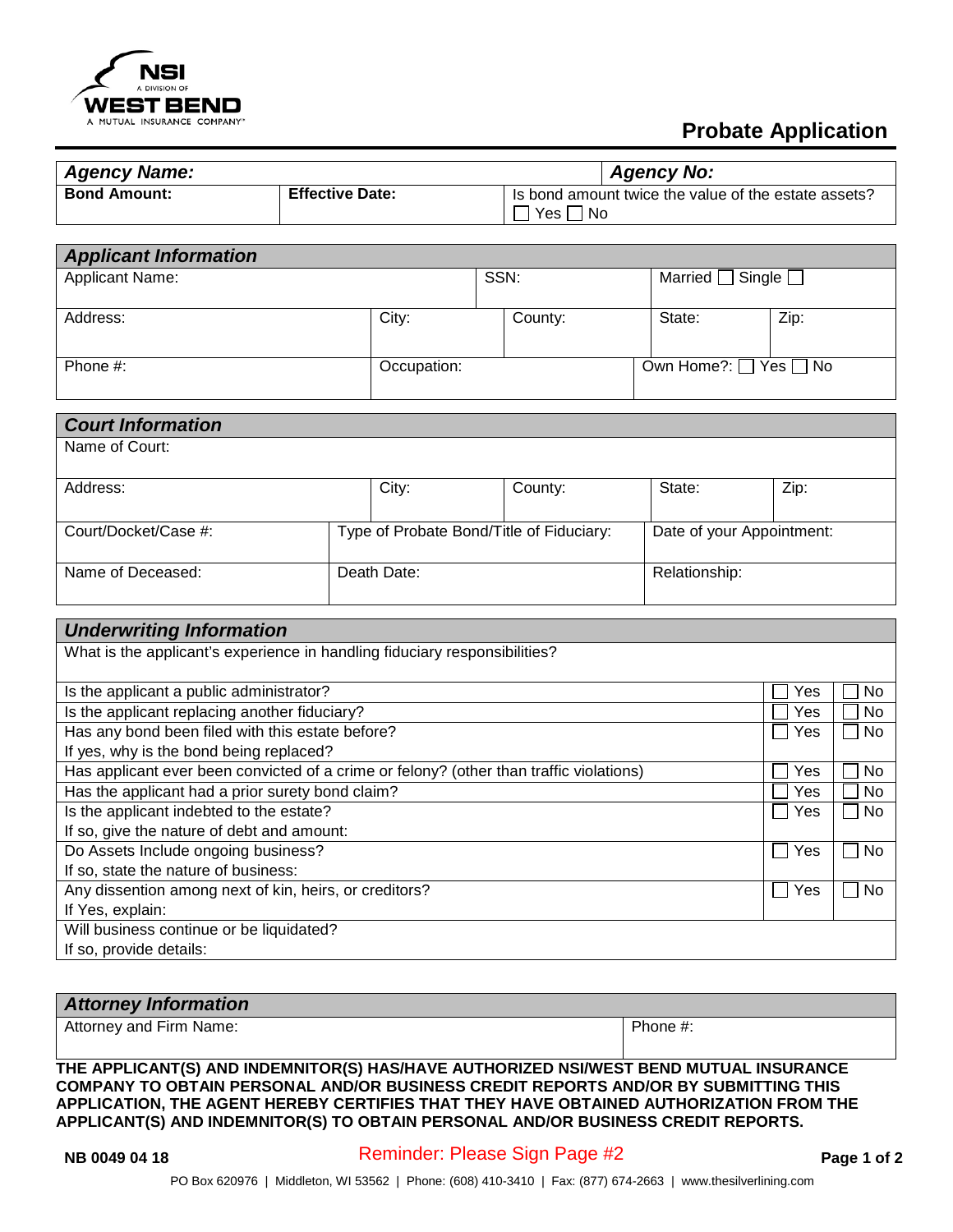NSI
A DIVISION OF
WEST BEND
A MUTUAL INSURANCE COMPANY™

# Probate Application

| ***Agency Name:*** | | ***Agency No:*** |
|---|---|---|
| **Bond Amount:** | **Effective Date:** | Is bond amount twice the value of the estate assets? ☐ Yes ☐ No |

## *Applicant Information*

| Applicant Name: | | SSN: | | Married ☐ Single ☐ |
|---|---|---|---|---|
| Address: | City: | County: | State: | Zip: |
| Phone #: | Occupation: | | Own Home?: ☐ Yes ☐ No | |

## *Court Information*

| Name of Court: | | | | |
|---|---|---|---|---|
| Address: | City: | County: | State: | Zip: |
| Court/Docket/Case #: | Type of Probate Bond/Title of Fiduciary: | | Date of your Appointment: | |
| Name of Deceased: | Death Date: | | Relationship: | |

## *Underwriting Information*

| What is the applicant's experience in handling fiduciary responsibilities? | | |
|---|---|---|
| Is the applicant a public administrator? | ☐ Yes | ☐ No |
| Is the applicant replacing another fiduciary? | ☐ Yes | ☐ No |
| Has any bond been filed with this estate before?<br>If yes, why is the bond being replaced? | ☐ Yes | ☐ No |
| Has applicant ever been convicted of a crime or felony? (other than traffic violations) | ☐ Yes | ☐ No |
| Has the applicant had a prior surety bond claim? | ☐ Yes | ☐ No |
| Is the applicant indebted to the estate?<br>If so, give the nature of debt and amount: | ☐ Yes | ☐ No |
| Do Assets Include ongoing business?<br>If so, state the nature of business: | ☐ Yes | ☐ No |
| Any dissention among next of kin, heirs, or creditors?<br>If Yes, explain: | ☐ Yes | ☐ No |
| Will business continue or be liquidated?<br>If so, provide details: | | |

## *Attorney Information*

| Attorney and Firm Name: | Phone #: |
|---|---|

**THE APPLICANT(S) AND INDEMNITOR(S) HAS/HAVE AUTHORIZED NSI/WEST BEND MUTUAL INSURANCE COMPANY TO OBTAIN PERSONAL AND/OR BUSINESS CREDIT REPORTS AND/OR BY SUBMITTING THIS APPLICATION, THE AGENT HEREBY CERTIFIES THAT THEY HAVE OBTAINED AUTHORIZATION FROM THE APPLICANT(S) AND INDEMNITOR(S) TO OBTAIN PERSONAL AND/OR BUSINESS CREDIT REPORTS.**

**NB 0049 04 18**

Reminder: Please Sign Page #2

PO Box 620976 | Middleton, WI 53562 | Phone: (608) 410-3410 | Fax: (877) 674-2663 | www.thesilverlining.com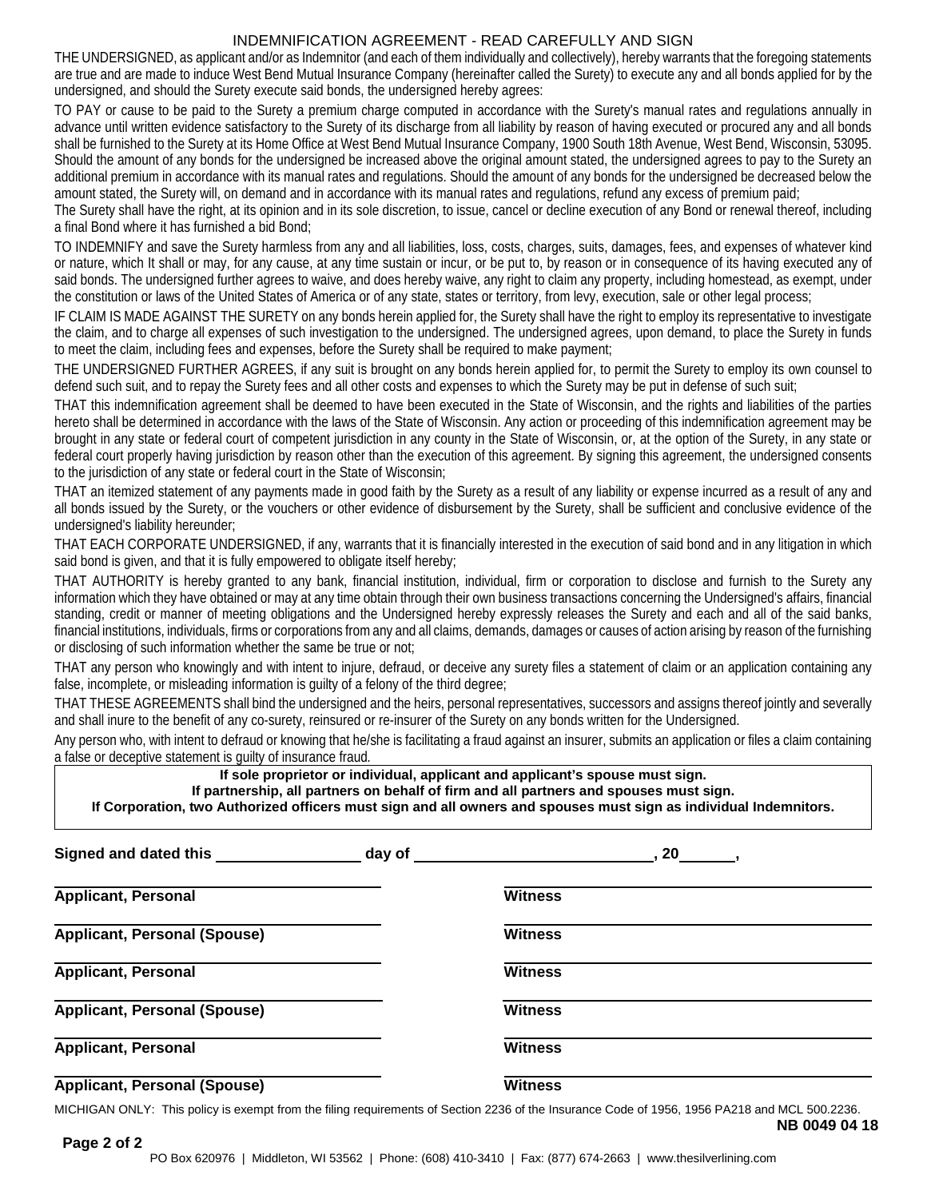## INDEMNIFICATION AGREEMENT - READ CAREFULLY AND SIGN

THE UNDERSIGNED, as applicant and/or as Indemnitor (and each of them individually and collectively), hereby warrants that the foregoing statements are true and are made to induce West Bend Mutual Insurance Company (hereinafter called the Surety) to execute any and all bonds applied for by the undersigned, and should the Surety execute said bonds, the undersigned hereby agrees:

TO PAY or cause to be paid to the Surety a premium charge computed in accordance with the Surety's manual rates and regulations annually in advance until written evidence satisfactory to the Surety of its discharge from all liability by reason of having executed or procured any and all bonds shall be furnished to the Surety at its Home Office at West Bend Mutual Insurance Company, 1900 South 18th Avenue, West Bend, Wisconsin, 53095. Should the amount of any bonds for the undersigned be increased above the original amount stated, the undersigned agrees to pay to the Surety an additional premium in accordance with its manual rates and regulations. Should the amount of any bonds for the undersigned be decreased below the amount stated, the Surety will, on demand and in accordance with its manual rates and regulations, refund any excess of premium paid;

The Surety shall have the right, at its opinion and in its sole discretion, to issue, cancel or decline execution of any Bond or renewal thereof, including a final Bond where it has furnished a bid Bond;

TO INDEMNIFY and save the Surety harmless from any and all liabilities, loss, costs, charges, suits, damages, fees, and expenses of whatever kind or nature, which It shall or may, for any cause, at any time sustain or incur, or be put to, by reason or in consequence of its having executed any of said bonds. The undersigned further agrees to waive, and does hereby waive, any right to claim any property, including homestead, as exempt, under the constitution or laws of the United States of America or of any state, states or territory, from levy, execution, sale or other legal process;

IF CLAIM IS MADE AGAINST THE SURETY on any bonds herein applied for, the Surety shall have the right to employ its representative to investigate the claim, and to charge all expenses of such investigation to the undersigned. The undersigned agrees, upon demand, to place the Surety in funds to meet the claim, including fees and expenses, before the Surety shall be required to make payment;

THE UNDERSIGNED FURTHER AGREES, if any suit is brought on any bonds herein applied for, to permit the Surety to employ its own counsel to defend such suit, and to repay the Surety fees and all other costs and expenses to which the Surety may be put in defense of such suit;

THAT this indemnification agreement shall be deemed to have been executed in the State of Wisconsin, and the rights and liabilities of the parties hereto shall be determined in accordance with the laws of the State of Wisconsin. Any action or proceeding of this indemnification agreement may be brought in any state or federal court of competent jurisdiction in any county in the State of Wisconsin, or, at the option of the Surety, in any state or federal court properly having jurisdiction by reason other than the execution of this agreement. By signing this agreement, the undersigned consents to the jurisdiction of any state or federal court in the State of Wisconsin;

THAT an itemized statement of any payments made in good faith by the Surety as a result of any liability or expense incurred as a result of any and all bonds issued by the Surety, or the vouchers or other evidence of disbursement by the Surety, shall be sufficient and conclusive evidence of the undersigned's liability hereunder;

THAT EACH CORPORATE UNDERSIGNED, if any, warrants that it is financially interested in the execution of said bond and in any litigation in which said bond is given, and that it is fully empowered to obligate itself hereby;

THAT AUTHORITY is hereby granted to any bank, financial institution, individual, firm or corporation to disclose and furnish to the Surety any information which they have obtained or may at any time obtain through their own business transactions concerning the Undersigned's affairs, financial standing, credit or manner of meeting obligations and the Undersigned hereby expressly releases the Surety and each and all of the said banks, financial institutions, individuals, firms or corporations from any and all claims, demands, damages or causes of action arising by reason of the furnishing or disclosing of such information whether the same be true or not;

THAT any person who knowingly and with intent to injure, defraud, or deceive any surety files a statement of claim or an application containing any false, incomplete, or misleading information is guilty of a felony of the third degree;

THAT THESE AGREEMENTS shall bind the undersigned and the heirs, personal representatives, successors and assigns thereof jointly and severally and shall inure to the benefit of any co-surety, reinsured or re-insurer of the Surety on any bonds written for the Undersigned.

Any person who, with intent to defraud or knowing that he/she is facilitating a fraud against an insurer, submits an application or files a claim containing a false or deceptive statement is guilty of insurance fraud.

**If sole proprietor or individual, applicant and applicant's spouse must sign.**
**If partnership, all partners on behalf of firm and all partners and spouses must sign.**
**If Corporation, two Authorized officers must sign and all owners and spouses must sign as individual Indemnitors.**

**Signed and dated this \_\_\_\_\_\_\_\_\_\_ day of \_\_\_\_\_\_\_\_\_\_\_\_\_\_\_\_\_\_, 20\_\_\_\_\_,**

| | |
|---|---|
| **Applicant, Personal** | **Witness** |
| **Applicant, Personal (Spouse)** | **Witness** |
| **Applicant, Personal** | **Witness** |
| **Applicant, Personal (Spouse)** | **Witness** |
| **Applicant, Personal** | **Witness** |
| **Applicant, Personal (Spouse)** | **Witness** |

MICHIGAN ONLY: This policy is exempt from the filing requirements of Section 2236 of the Insurance Code of 1956, 1956 PA218 and MCL 500.2236.

**NB 0049 04 18**

PO Box 620976 | Middleton, WI 53562 | Phone: (608) 410-3410 | Fax: (877) 674-2663 | www.thesilverlining.com